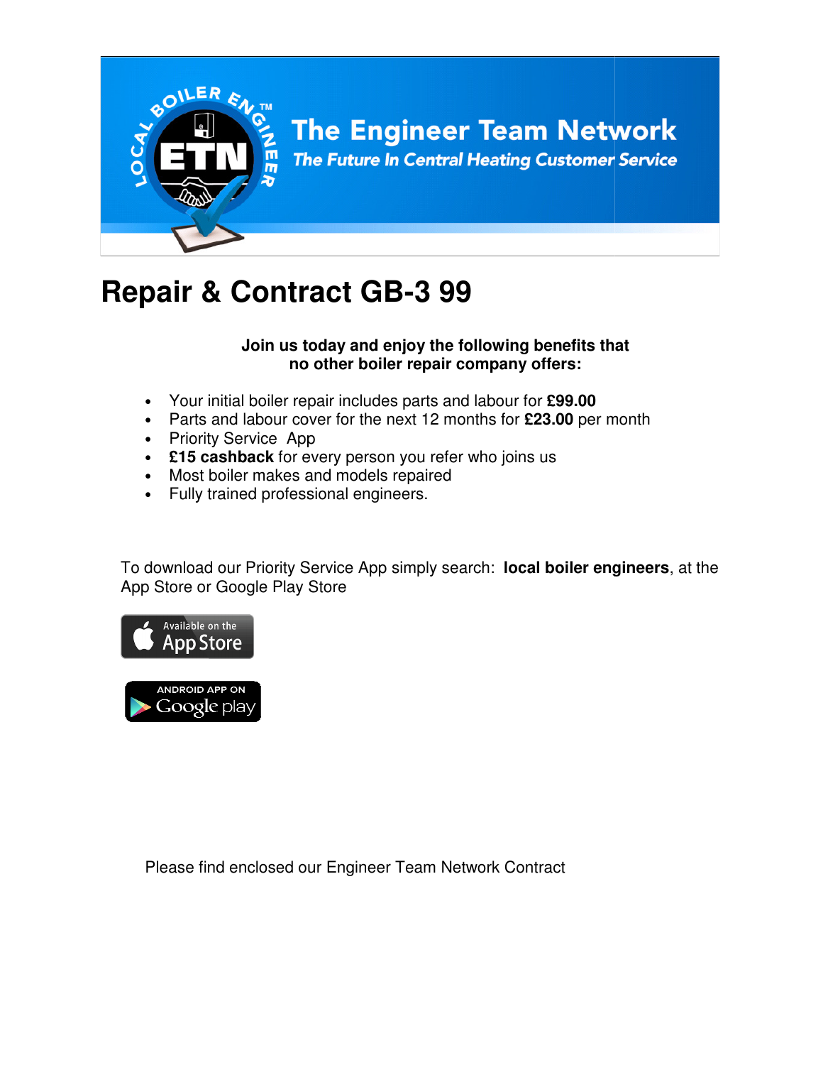# The Engineer Team Network

*The Future In Central Heating Customer Service*

# Repair & Contract GB-3 99

**Join us today and enjoy the following benefits that no other boiler repair company offers:**

- Your initial boiler repair includes parts and labour for **£99.00**
- Parts and labour cover for the next 12 months for **£23.00** per month
- Priority Service App
- **£15 cashback** for every person you refer who joins us
- Most boiler makes and models repaired
- Fully trained professional engineers.

To download our Priority Service App simply search: **local boiler engineers**, at the App Store or Google Play Store

Please find enclosed our Engineer Team Network Contract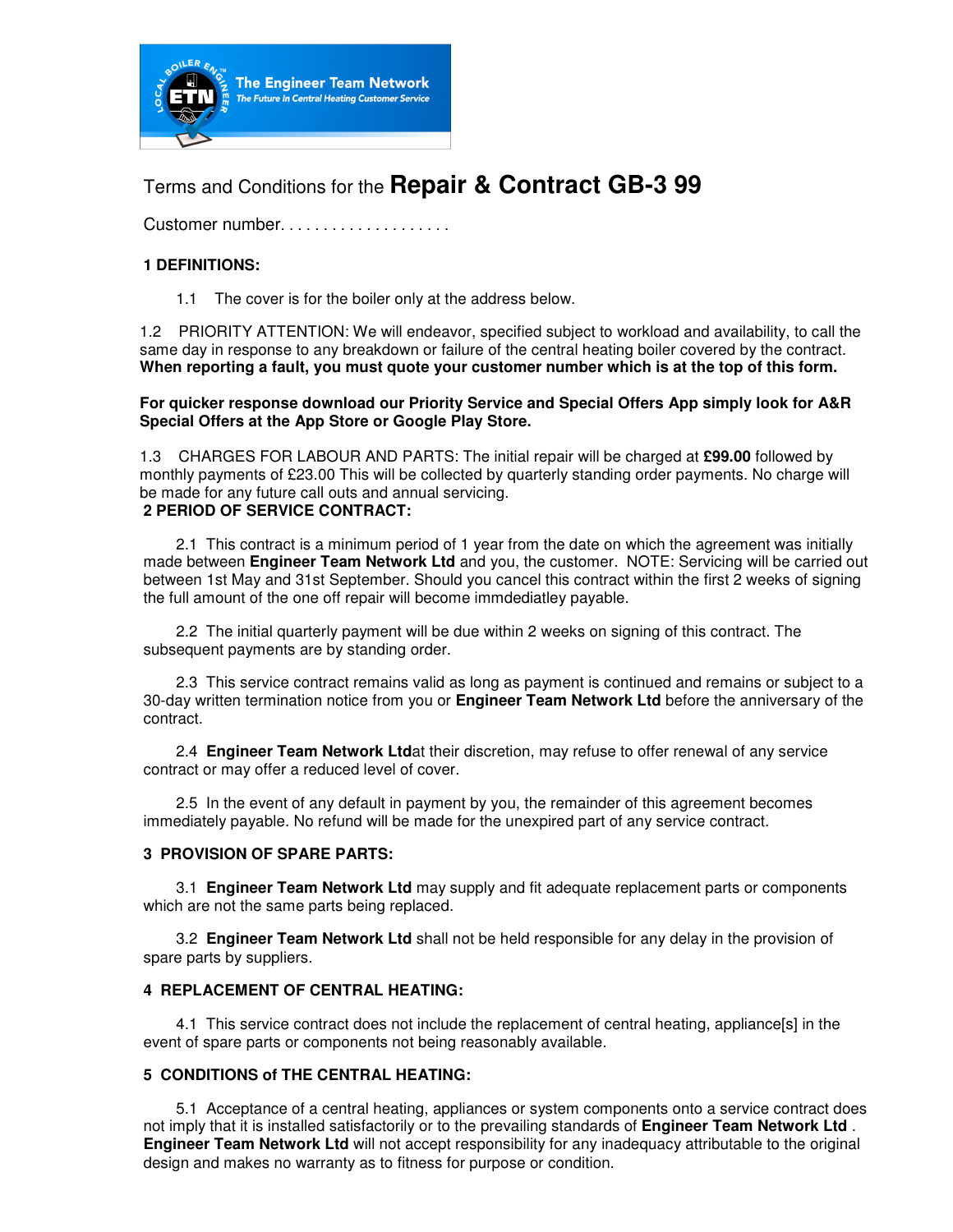Terms and Conditions for the **Repair & Contract GB-3 99**

Customer number. . . . . . . . . . . . . . . . . . . .

**1 DEFINITIONS:**

1.1 The cover is for the boiler only at the address below.

1.2 PRIORITY ATTENTION: We will endeavor, specified subject to workload and availability, to call the same day in response to any breakdown or failure of the central heating boiler covered by the contract. **When reporting a fault, you must quote your customer number which is at the top of this form.**

**For quicker response download our Priority Service and Special Offers App simply look for A&R Special Offers at the App Store or Google Play Store.**

1.3 CHARGES FOR LABOUR AND PARTS: The initial repair will be charged at **£99.00** followed by monthly payments of £23.00 This will be collected by quarterly standing order payments. No charge will be made for any future call outs and annual servicing.

**2 PERIOD OF SERVICE CONTRACT:**

2.1 This contract is a minimum period of 1 year from the date on which the agreement was initially made between **Engineer Team Network Ltd** and you, the customer. NOTE: Servicing will be carried out between 1st May and 31st September. Should you cancel this contract within the first 2 weeks of signing the full amount of the one off repair will become immdediatley payable.

2.2 The initial quarterly payment will be due within 2 weeks on signing of this contract. The subsequent payments are by standing order.

2.3 This service contract remains valid as long as payment is continued and remains or subject to a 30-day written termination notice from you or **Engineer Team Network Ltd** before the anniversary of the contract.

2.4 **Engineer Team Network Ltd**at their discretion, may refuse to offer renewal of any service contract or may offer a reduced level of cover.

2.5 In the event of any default in payment by you, the remainder of this agreement becomes immediately payable. No refund will be made for the unexpired part of any service contract.

**3 PROVISION OF SPARE PARTS:**

3.1 **Engineer Team Network Ltd** may supply and fit adequate replacement parts or components which are not the same parts being replaced.

3.2 **Engineer Team Network Ltd** shall not be held responsible for any delay in the provision of spare parts by suppliers.

**4 REPLACEMENT OF CENTRAL HEATING:**

4.1 This service contract does not include the replacement of central heating, appliance[s] in the event of spare parts or components not being reasonably available.

**5 CONDITIONS of THE CENTRAL HEATING:**

5.1 Acceptance of a central heating, appliances or system components onto a service contract does not imply that it is installed satisfactorily or to the prevailing standards of **Engineer Team Network Ltd** . **Engineer Team Network Ltd** will not accept responsibility for any inadequacy attributable to the original design and makes no warranty as to fitness for purpose or condition.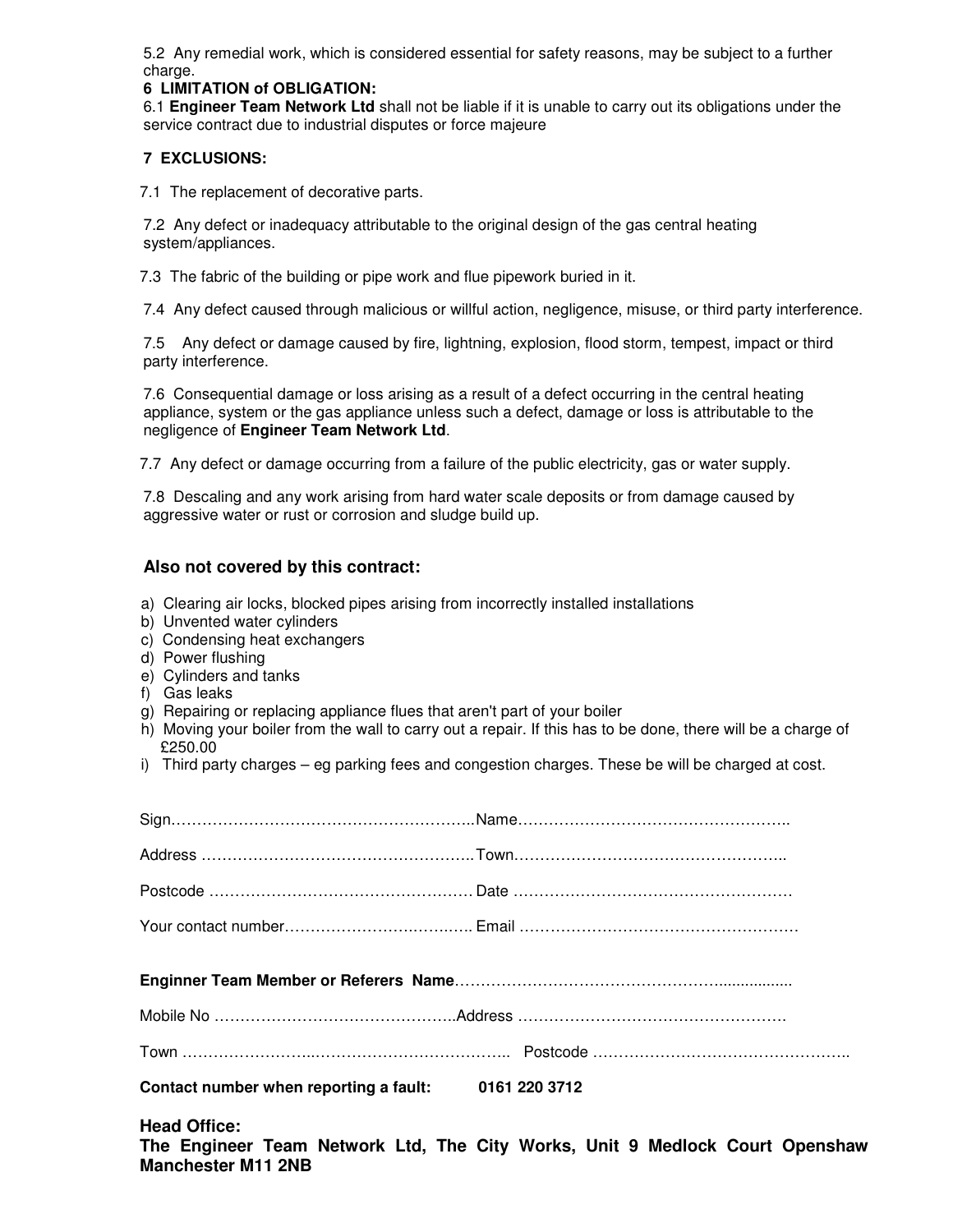5.2 Any remedial work, which is considered essential for safety reasons, may be subject to a further charge.

**6 LIMITATION of OBLIGATION:**

6.1 **Engineer Team Network Ltd** shall not be liable if it is unable to carry out its obligations under the service contract due to industrial disputes or force majeure

**7 EXCLUSIONS:**

7.1 The replacement of decorative parts.

7.2 Any defect or inadequacy attributable to the original design of the gas central heating system/appliances.

7.3 The fabric of the building or pipe work and flue pipework buried in it.

7.4 Any defect caused through malicious or willful action, negligence, misuse, or third party interference.

7.5 Any defect or damage caused by fire, lightning, explosion, flood storm, tempest, impact or third party interference.

7.6 Consequential damage or loss arising as a result of a defect occurring in the central heating appliance, system or the gas appliance unless such a defect, damage or loss is attributable to the negligence of **Engineer Team Network Ltd**.

7.7 Any defect or damage occurring from a failure of the public electricity, gas or water supply.

7.8 Descaling and any work arising from hard water scale deposits or from damage caused by aggressive water or rust or corrosion and sludge build up.

### Also not covered by this contract:

a) Clearing air locks, blocked pipes arising from incorrectly installed installations
b) Unvented water cylinders
c) Condensing heat exchangers
d) Power flushing
e) Cylinders and tanks
f) Gas leaks
g) Repairing or replacing appliance flues that aren't part of your boiler
h) Moving your boiler from the wall to carry out a repair. If this has to be done, there will be a charge of £250.00
i) Third party charges – eg parking fees and congestion charges. These be will be charged at cost.

Sign……………………………………………………..Name……………………………………………..

Address ………………………………………………..Town……………………………………………..

Postcode …………………………………………… Date ……………………………………………

Your contact number……………………………….. Email ……………………………………………

**Enginner Team Member or Referers Name**……………………………………………..................

Mobile No ………………………………………..Address ……………………………………………

Town ………………………………………………………….. Postcode ………………………………………..

**Contact number when reporting a fault: 0161 220 3712**

**Head Office:**
**The Engineer Team Network Ltd, The City Works, Unit 9 Medlock Court Openshaw Manchester M11 2NB**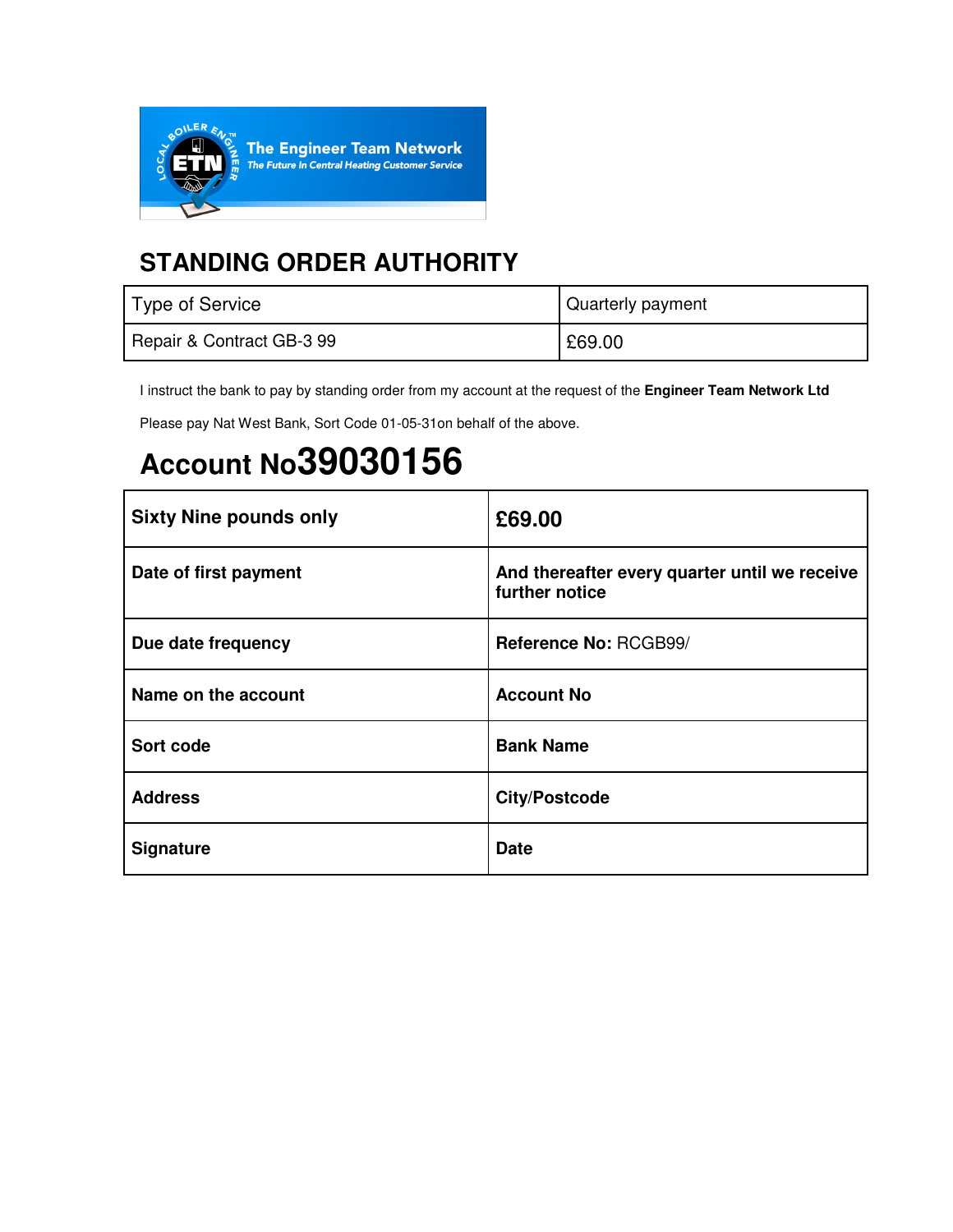The Engineer Team Network

*The Future In Central Heating Customer Service*

# STANDING ORDER AUTHORITY

| Type of Service | Quarterly payment |
|---|---|
| Repair & Contract GB-3 99 | £69.00 |

I instruct the bank to pay by standing order from my account at the request of the **Engineer Team Network Ltd**

Please pay Nat West Bank, Sort Code 01-05-31on behalf of the above.

# Account No39030156

| **Sixty Nine pounds only** | **£69.00** |
|---|---|
| **Date of first payment** | **And thereafter every quarter until we receive further notice** |
| **Due date frequency** | **Reference No:** RCGB99/ |
| **Name on the account** | **Account No** |
| **Sort code** | **Bank Name** |
| **Address** | **City/Postcode** |
| **Signature** | **Date** |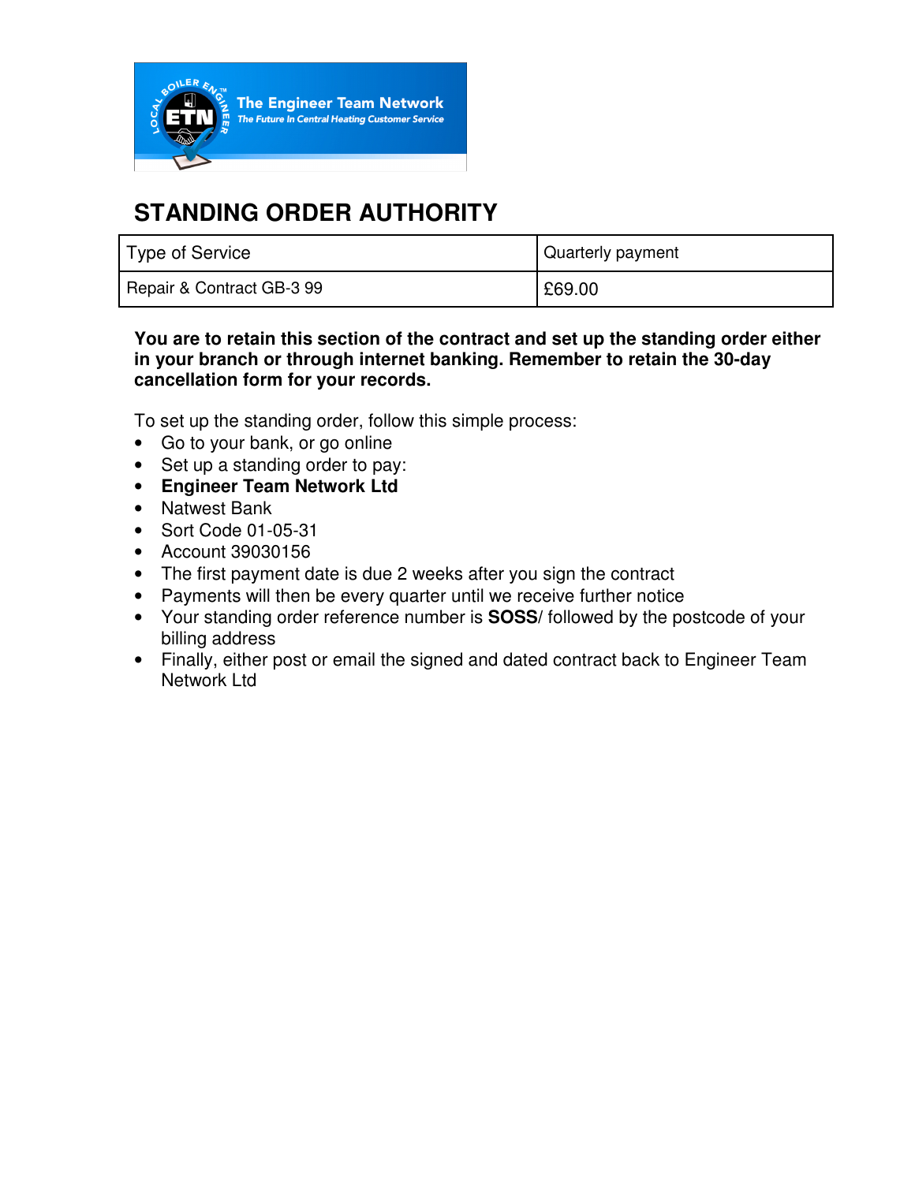The Engineer Team Network

*The Future In Central Heating Customer Service*

# STANDING ORDER AUTHORITY

| Type of Service | Quarterly payment |
|---|---|
| Repair & Contract GB-3 99 | £69.00 |

**You are to retain this section of the contract and set up the standing order either in your branch or through internet banking. Remember to retain the 30-day cancellation form for your records.**

To set up the standing order, follow this simple process:

- Go to your bank, or go online
- Set up a standing order to pay:
- **Engineer Team Network Ltd**
- Natwest Bank
- Sort Code 01-05-31
- Account 39030156
- The first payment date is due 2 weeks after you sign the contract
- Payments will then be every quarter until we receive further notice
- Your standing order reference number is **SOSS**/ followed by the postcode of your billing address
- Finally, either post or email the signed and dated contract back to Engineer Team Network Ltd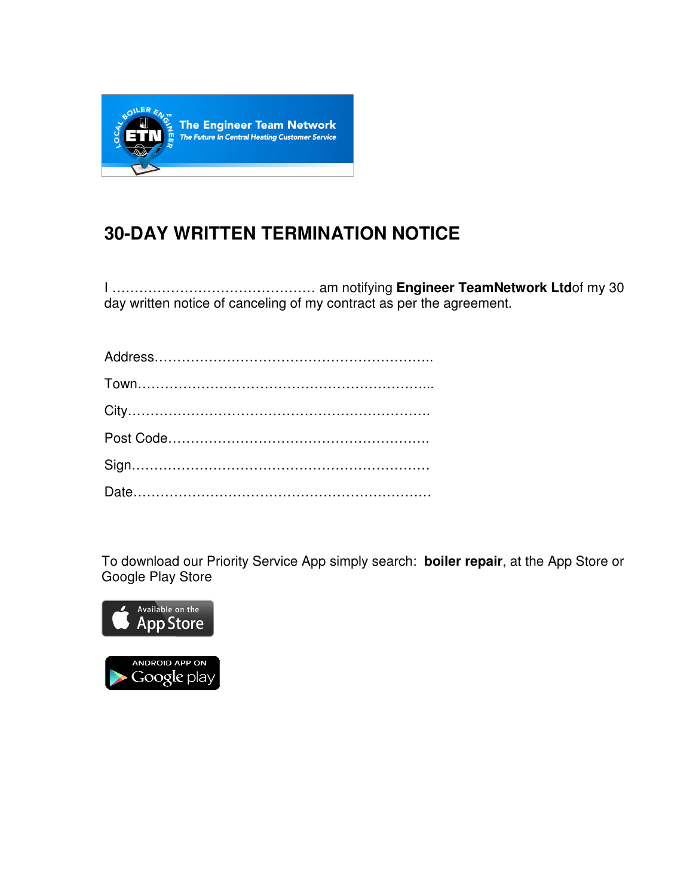The Engineer Team Network

*The Future In Central Heating Customer Service*

# 30-DAY WRITTEN TERMINATION NOTICE

I ………………………………………. am notifying **Engineer TeamNetwork Ltd**of my 30 day written notice of canceling of my contract as per the agreement.

Address……………………………………………………..

Town………………………………………………………...

City…………………………………………………………

Post Code…………………………………………………

Sign…………………………………………………………

Date…………………………………………………………

To download our Priority Service App simply search: **boiler repair**, at the App Store or Google Play Store

Available on the App Store

ANDROID APP ON Google play